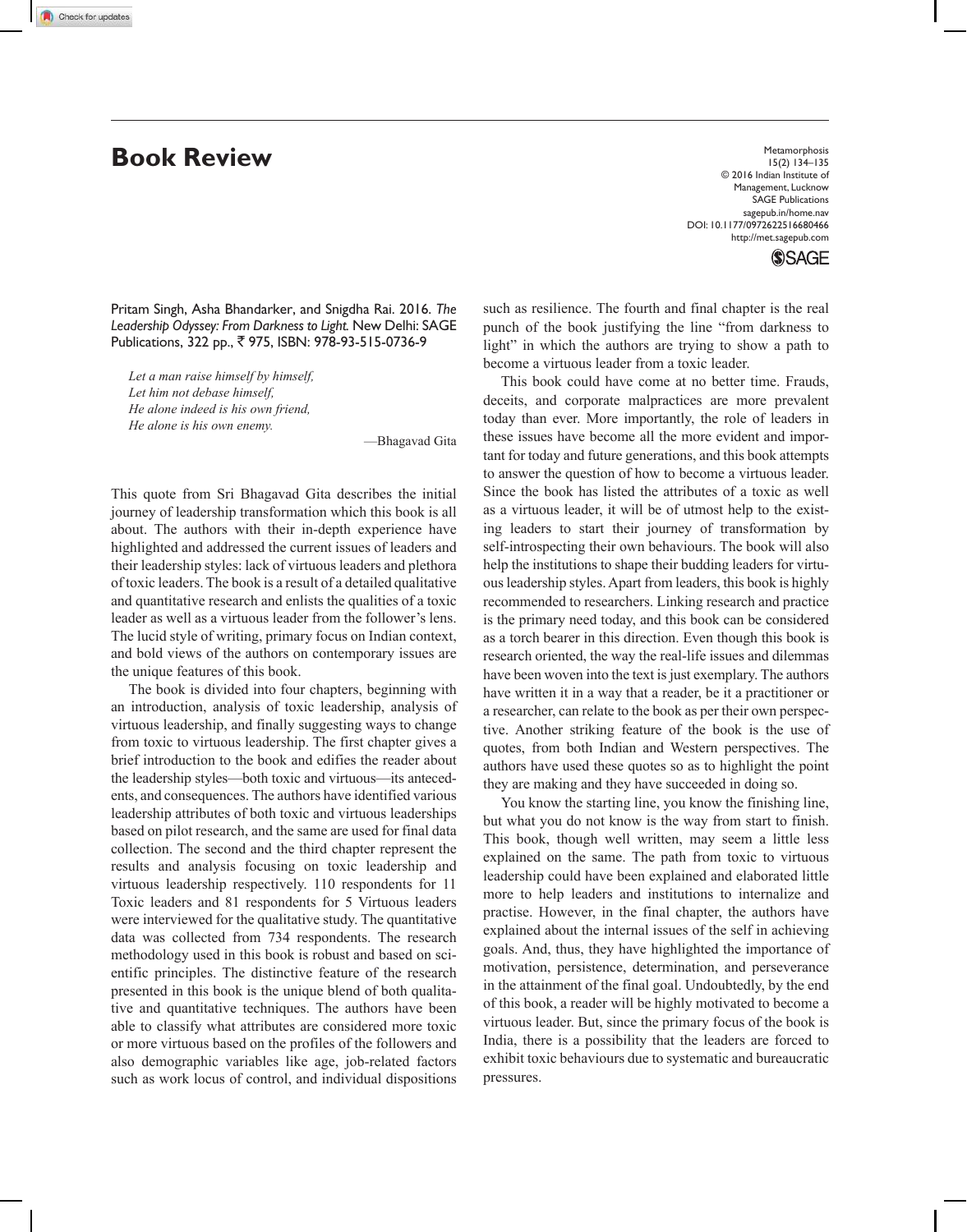# Book Review

Pritam Singh, Asha Bhandarker, and Snigdha Rai. 2016. *The Leadership Odyssey: From Darkness to Light.* New Delhi: SAGE Publications, 322 pp., ₹ 975, ISBN: 978-93-515-0736-9

> *Let a man raise himself by himself,*
> *Let him not debase himself,*
> *He alone indeed is his own friend,*
> *He alone is his own enemy.*
>
> —Bhagavad Gita

This quote from Sri Bhagavad Gita describes the initial journey of leadership transformation which this book is all about. The authors with their in-depth experience have highlighted and addressed the current issues of leaders and their leadership styles: lack of virtuous leaders and plethora of toxic leaders. The book is a result of a detailed qualitative and quantitative research and enlists the qualities of a toxic leader as well as a virtuous leader from the follower's lens. The lucid style of writing, primary focus on Indian context, and bold views of the authors on contemporary issues are the unique features of this book.

The book is divided into four chapters, beginning with an introduction, analysis of toxic leadership, analysis of virtuous leadership, and finally suggesting ways to change from toxic to virtuous leadership. The first chapter gives a brief introduction to the book and edifies the reader about the leadership styles—both toxic and virtuous—its antecedents, and consequences. The authors have identified various leadership attributes of both toxic and virtuous leaderships based on pilot research, and the same are used for final data collection. The second and the third chapter represent the results and analysis focusing on toxic leadership and virtuous leadership respectively. 110 respondents for 11 Toxic leaders and 81 respondents for 5 Virtuous leaders were interviewed for the qualitative study. The quantitative data was collected from 734 respondents. The research methodology used in this book is robust and based on scientific principles. The distinctive feature of the research presented in this book is the unique blend of both qualitative and quantitative techniques. The authors have been able to classify what attributes are considered more toxic or more virtuous based on the profiles of the followers and also demographic variables like age, job-related factors such as work locus of control, and individual dispositions such as resilience. The fourth and final chapter is the real punch of the book justifying the line "from darkness to light" in which the authors are trying to show a path to become a virtuous leader from a toxic leader.

This book could have come at no better time. Frauds, deceits, and corporate malpractices are more prevalent today than ever. More importantly, the role of leaders in these issues have become all the more evident and important for today and future generations, and this book attempts to answer the question of how to become a virtuous leader. Since the book has listed the attributes of a toxic as well as a virtuous leader, it will be of utmost help to the existing leaders to start their journey of transformation by self-introspecting their own behaviours. The book will also help the institutions to shape their budding leaders for virtuous leadership styles. Apart from leaders, this book is highly recommended to researchers. Linking research and practice is the primary need today, and this book can be considered as a torch bearer in this direction. Even though this book is research oriented, the way the real-life issues and dilemmas have been woven into the text is just exemplary. The authors have written it in a way that a reader, be it a practitioner or a researcher, can relate to the book as per their own perspective. Another striking feature of the book is the use of quotes, from both Indian and Western perspectives. The authors have used these quotes so as to highlight the point they are making and they have succeeded in doing so.

You know the starting line, you know the finishing line, but what you do not know is the way from start to finish. This book, though well written, may seem a little less explained on the same. The path from toxic to virtuous leadership could have been explained and elaborated little more to help leaders and institutions to internalize and practise. However, in the final chapter, the authors have explained about the internal issues of the self in achieving goals. And, thus, they have highlighted the importance of motivation, persistence, determination, and perseverance in the attainment of the final goal. Undoubtedly, by the end of this book, a reader will be highly motivated to become a virtuous leader. But, since the primary focus of the book is India, there is a possibility that the leaders are forced to exhibit toxic behaviours due to systematic and bureaucratic pressures.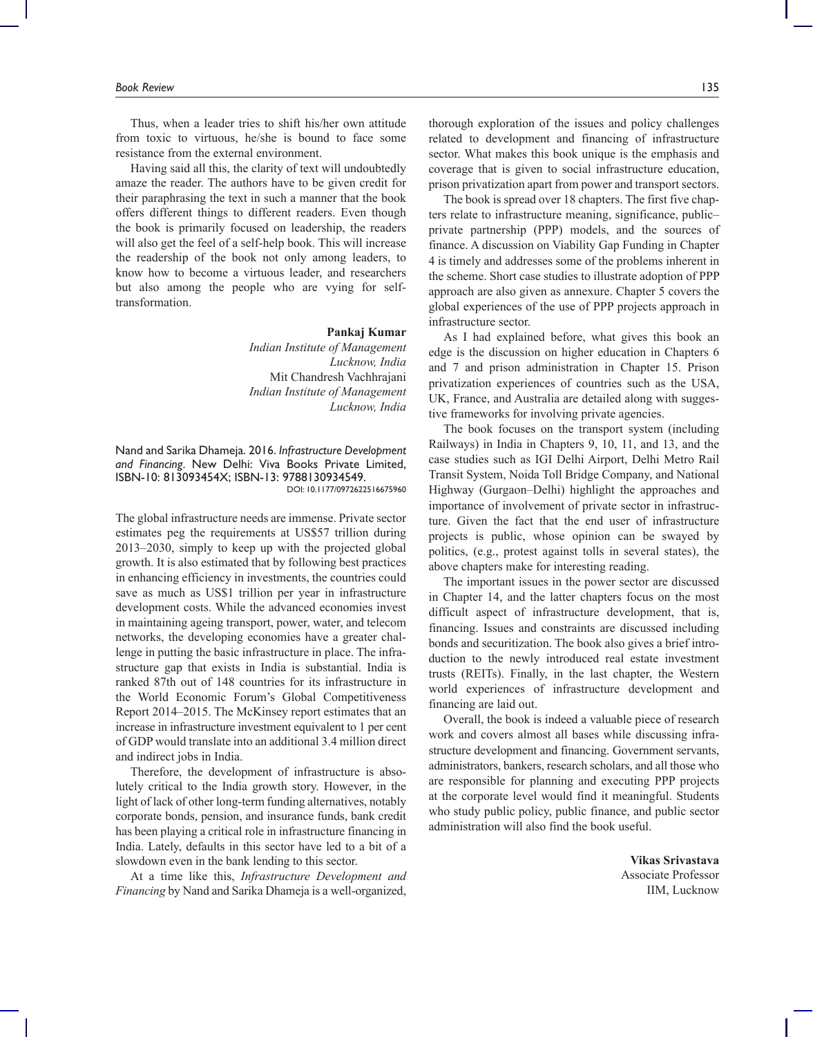Thus, when a leader tries to shift his/her own attitude from toxic to virtuous, he/she is bound to face some resistance from the external environment.

Having said all this, the clarity of text will undoubtedly amaze the reader. The authors have to be given credit for their paraphrasing the text in such a manner that the book offers different things to different readers. Even though the book is primarily focused on leadership, the readers will also get the feel of a self-help book. This will increase the readership of the book not only among leaders, to know how to become a virtuous leader, and researchers but also among the people who are vying for self-transformation.

**Pankaj Kumar**
*Indian Institute of Management*
*Lucknow, India*
Mit Chandresh Vachhrajani
*Indian Institute of Management*
*Lucknow, India*

Nand and Sarika Dhameja. 2016. *Infrastructure Development and Financing*. New Delhi: Viva Books Private Limited, ISBN-10: 813093454X; ISBN-13: 9788130934549.
DOI: 10.1177/0972622516675960

The global infrastructure needs are immense. Private sector estimates peg the requirements at US$57 trillion during 2013–2030, simply to keep up with the projected global growth. It is also estimated that by following best practices in enhancing efficiency in investments, the countries could save as much as US$1 trillion per year in infrastructure development costs. While the advanced economies invest in maintaining ageing transport, power, water, and telecom networks, the developing economies have a greater challenge in putting the basic infrastructure in place. The infrastructure gap that exists in India is substantial. India is ranked 87th out of 148 countries for its infrastructure in the World Economic Forum's Global Competitiveness Report 2014–2015. The McKinsey report estimates that an increase in infrastructure investment equivalent to 1 per cent of GDP would translate into an additional 3.4 million direct and indirect jobs in India.

Therefore, the development of infrastructure is absolutely critical to the India growth story. However, in the light of lack of other long-term funding alternatives, notably corporate bonds, pension, and insurance funds, bank credit has been playing a critical role in infrastructure financing in India. Lately, defaults in this sector have led to a bit of a slowdown even in the bank lending to this sector.

At a time like this, *Infrastructure Development and Financing* by Nand and Sarika Dhameja is a well-organized, thorough exploration of the issues and policy challenges related to development and financing of infrastructure sector. What makes this book unique is the emphasis and coverage that is given to social infrastructure education, prison privatization apart from power and transport sectors.

The book is spread over 18 chapters. The first five chapters relate to infrastructure meaning, significance, public–private partnership (PPP) models, and the sources of finance. A discussion on Viability Gap Funding in Chapter 4 is timely and addresses some of the problems inherent in the scheme. Short case studies to illustrate adoption of PPP approach are also given as annexure. Chapter 5 covers the global experiences of the use of PPP projects approach in infrastructure sector.

As I had explained before, what gives this book an edge is the discussion on higher education in Chapters 6 and 7 and prison administration in Chapter 15. Prison privatization experiences of countries such as the USA, UK, France, and Australia are detailed along with suggestive frameworks for involving private agencies.

The book focuses on the transport system (including Railways) in India in Chapters 9, 10, 11, and 13, and the case studies such as IGI Delhi Airport, Delhi Metro Rail Transit System, Noida Toll Bridge Company, and National Highway (Gurgaon–Delhi) highlight the approaches and importance of involvement of private sector in infrastructure. Given the fact that the end user of infrastructure projects is public, whose opinion can be swayed by politics, (e.g., protest against tolls in several states), the above chapters make for interesting reading.

The important issues in the power sector are discussed in Chapter 14, and the latter chapters focus on the most difficult aspect of infrastructure development, that is, financing. Issues and constraints are discussed including bonds and securitization. The book also gives a brief introduction to the newly introduced real estate investment trusts (REITs). Finally, in the last chapter, the Western world experiences of infrastructure development and financing are laid out.

Overall, the book is indeed a valuable piece of research work and covers almost all bases while discussing infrastructure development and financing. Government servants, administrators, bankers, research scholars, and all those who are responsible for planning and executing PPP projects at the corporate level would find it meaningful. Students who study public policy, public finance, and public sector administration will also find the book useful.

**Vikas Srivastava**
Associate Professor
IIM, Lucknow